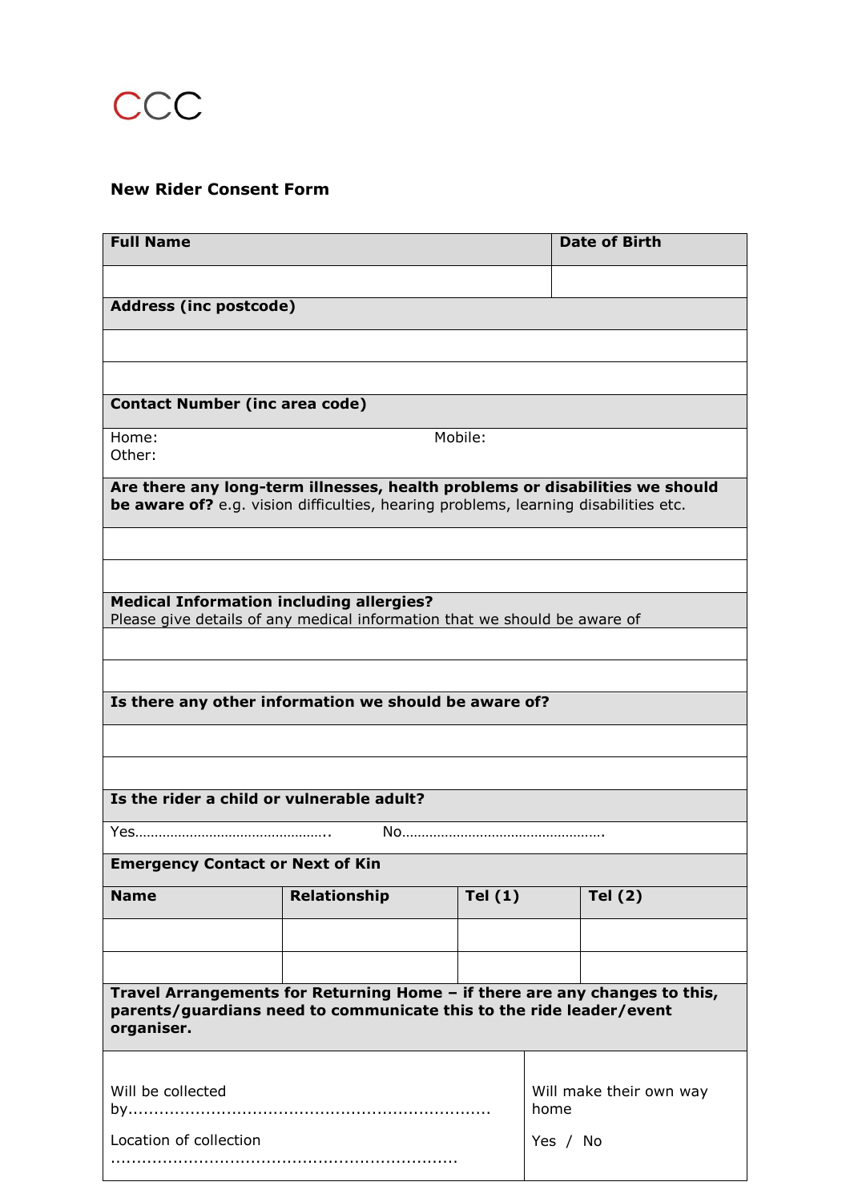CCC

## New Rider Consent Form

| **Full Name** | **Date of Birth** |
|---|---|
| | |

| **Address (inc postcode)** |
|---|
| |
| |

| **Contact Number (inc area code)** | |
|---|---|
| Home:<br>Other: | Mobile: |

| **Are there any long-term illnesses, health problems or disabilities we should be aware of?** e.g. vision difficulties, hearing problems, learning disabilities etc. |
|---|
| |
| |

| **Medical Information including allergies?**<br>Please give details of any medical information that we should be aware of |
|---|
| |
| |

| **Is there any other information we should be aware of?** |
|---|
| |
| |

| **Is the rider a child or vulnerable adult?** | |
|---|---|
| Yes………………………………………….. | No……………………………………………. |

| **Emergency Contact or Next of Kin** | | | |
|---|---|---|---|
| **Name** | **Relationship** | **Tel (1)** | **Tel (2)** |
| | | | |
| | | | |

| **Travel Arrangements for Returning Home – if there are any changes to this, parents/guardians need to communicate this to the ride leader/event organiser.** | |
|---|---|
| Will be collected by……………………………………………………………<br><br>Location of collection ……………………………………………………………. | Will make their own way home<br><br>Yes / No |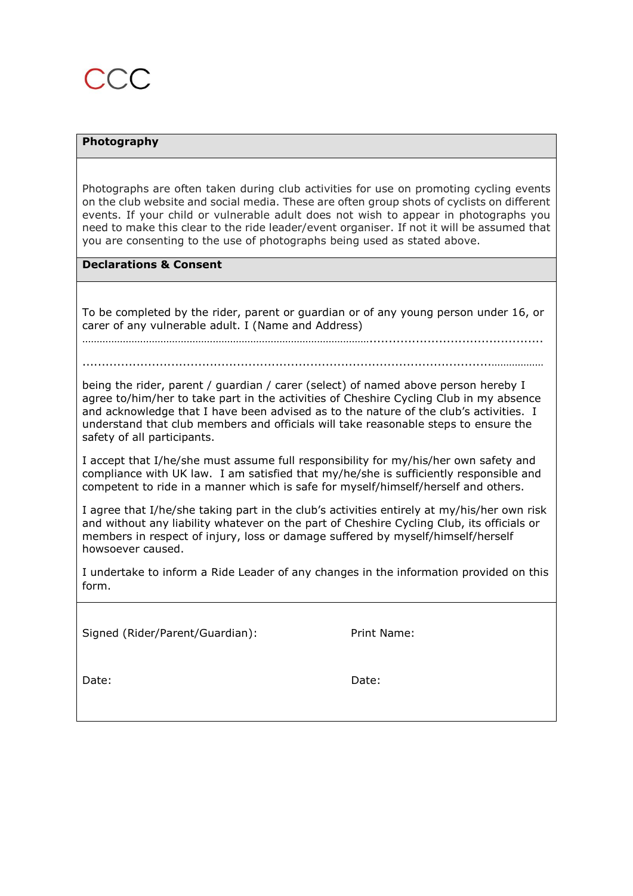CCC

## Photography

Photographs are often taken during club activities for use on promoting cycling events on the club website and social media. These are often group shots of cyclists on different events. If your child or vulnerable adult does not wish to appear in photographs you need to make this clear to the ride leader/event organiser. If not it will be assumed that you are consenting to the use of photographs being used as stated above.

## Declarations & Consent

To be completed by the rider, parent or guardian or of any young person under 16, or carer of any vulnerable adult. I (Name and Address)

……………………………………………………………………………………………..............................................

.......................................................................................................................………………

being the rider, parent / guardian / carer (select) of named above person hereby I agree to/him/her to take part in the activities of Cheshire Cycling Club in my absence and acknowledge that I have been advised as to the nature of the club's activities. I understand that club members and officials will take reasonable steps to ensure the safety of all participants.

I accept that I/he/she must assume full responsibility for my/his/her own safety and compliance with UK law. I am satisfied that my/he/she is sufficiently responsible and competent to ride in a manner which is safe for myself/himself/herself and others.

I agree that I/he/she taking part in the club's activities entirely at my/his/her own risk and without any liability whatever on the part of Cheshire Cycling Club, its officials or members in respect of injury, loss or damage suffered by myself/himself/herself howsoever caused.

I undertake to inform a Ride Leader of any changes in the information provided on this form.

| | |
|---|---|
| Signed (Rider/Parent/Guardian): | Print Name: |
| Date: | Date: |